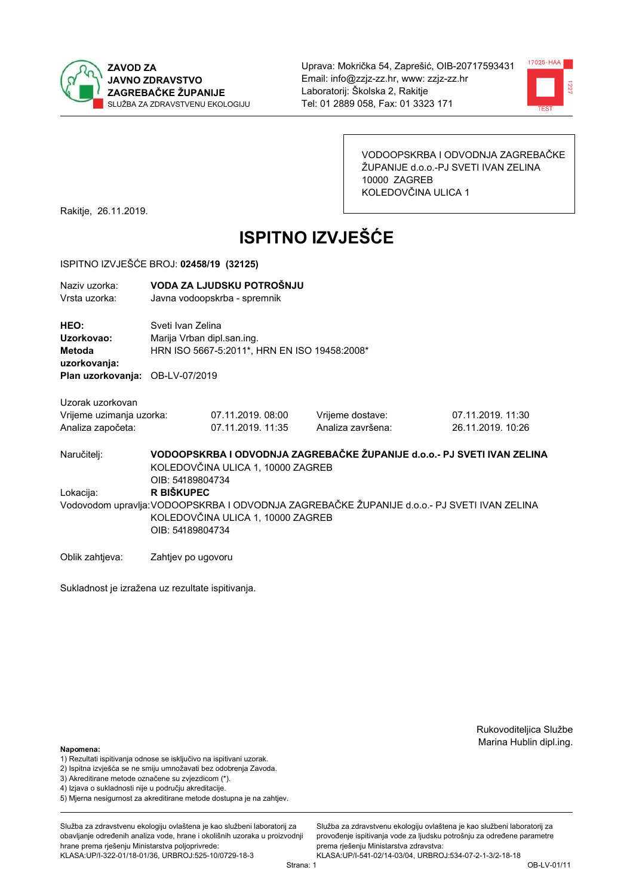**ZAVOD ZA JAVNO ZDRAVSTVO ZAGREBAČKE ŽUPANIJE**
SLUŽBA ZA ZDRAVSTVENU EKOLOGIJU

Uprava: Mokrička 54, Zaprešić, OIB-20717593431
Email: info@zzjz-zz.hr, www: zzjz-zz.hr
Laboratorij: Školska 2, Rakitje
Tel: 01 2889 058, Fax: 01 3323 171

VODOOPSKRBA I ODVODNJA ZAGREBAČKE ŽUPANIJE d.o.o.-PJ SVETI IVAN ZELINA
10000 ZAGREB
KOLEDOVČINA ULICA 1

Rakitje, 26.11.2019.

# ISPITNO IZVJEŠĆE

ISPITNO IZVJEŠĆE BROJ: **02458/19 (32125)**

Naziv uzorka: **VODA ZA LJUDSKU POTROŠNJU**
Vrsta uzorka: Javna vodoopskrba - spremnik

**HEO:** Sveti Ivan Zelina
**Uzorkovao:** Marija Vrban dipl.san.ing.
**Metoda uzorkovanja:** HRN ISO 5667-5:2011*, HRN EN ISO 19458:2008*
**Plan uzorkovanja:** OB-LV-07/2019

Uzorak uzorkovan

| | | | |
|---|---|---|---|
| Vrijeme uzimanja uzorka: | 07.11.2019. 08:00 | Vrijeme dostave: | 07.11.2019. 11:30 |
| Analiza započeta: | 07.11.2019. 11:35 | Analiza završena: | 26.11.2019. 10:26 |

Naručitelj: **VODOOPSKRBA I ODVODNJA ZAGREBAČKE ŽUPANIJE d.o.o.- PJ SVETI IVAN ZELINA**
KOLEDOVČINA ULICA 1, 10000 ZAGREB
OIB: 54189804734

Lokacija: **R BIŠKUPEC**

Vodovodom upravlja: VODOOPSKRBA I ODVODNJA ZAGREBAČKE ŽUPANIJE d.o.o.- PJ SVETI IVAN ZELINA
KOLEDOVČINA ULICA 1, 10000 ZAGREB
OIB: 54189804734

Oblik zahtjeva: Zahtjev po ugovoru

Sukladnost je izražena uz rezultate ispitivanja.

Rukovoditeljica Službe
Marina Hublin dipl.ing.

**Napomena:**
1) Rezultati ispitivanja odnose se isključivo na ispitivani uzorak.
2) Ispitna izvješća se ne smiju umnožavati bez odobrenja Zavoda.
3) Akreditirane metode označene su zvjezdicom (*).
4) Izjava o sukladnosti nije u području akreditacije.
5) Mjerna nesigurnost za akreditirane metode dostupna je na zahtjev.

Služba za zdravstvenu ekologiju ovlaštena je kao službeni laboratorij za obavljanje određenih analiza vode, hrane i okolišnih uzoraka u proizvodnji hrane prema rješenju Ministarstva poljoprivrede: KLASA:UP/I-322-01/18-01/36, URBROJ:525-10/0729-18-3

Služba za zdravstvenu ekologiju ovlaštena je kao službeni laboratorij za provođenje ispitivanja vode za ljudsku potrošnju za određene parametre prema rješenju Ministarstva zdravstva: KLASA:UP/I-541-02/14-03/04, URBROJ:534-07-2-1-3/2-18-18

OB-LV-01/11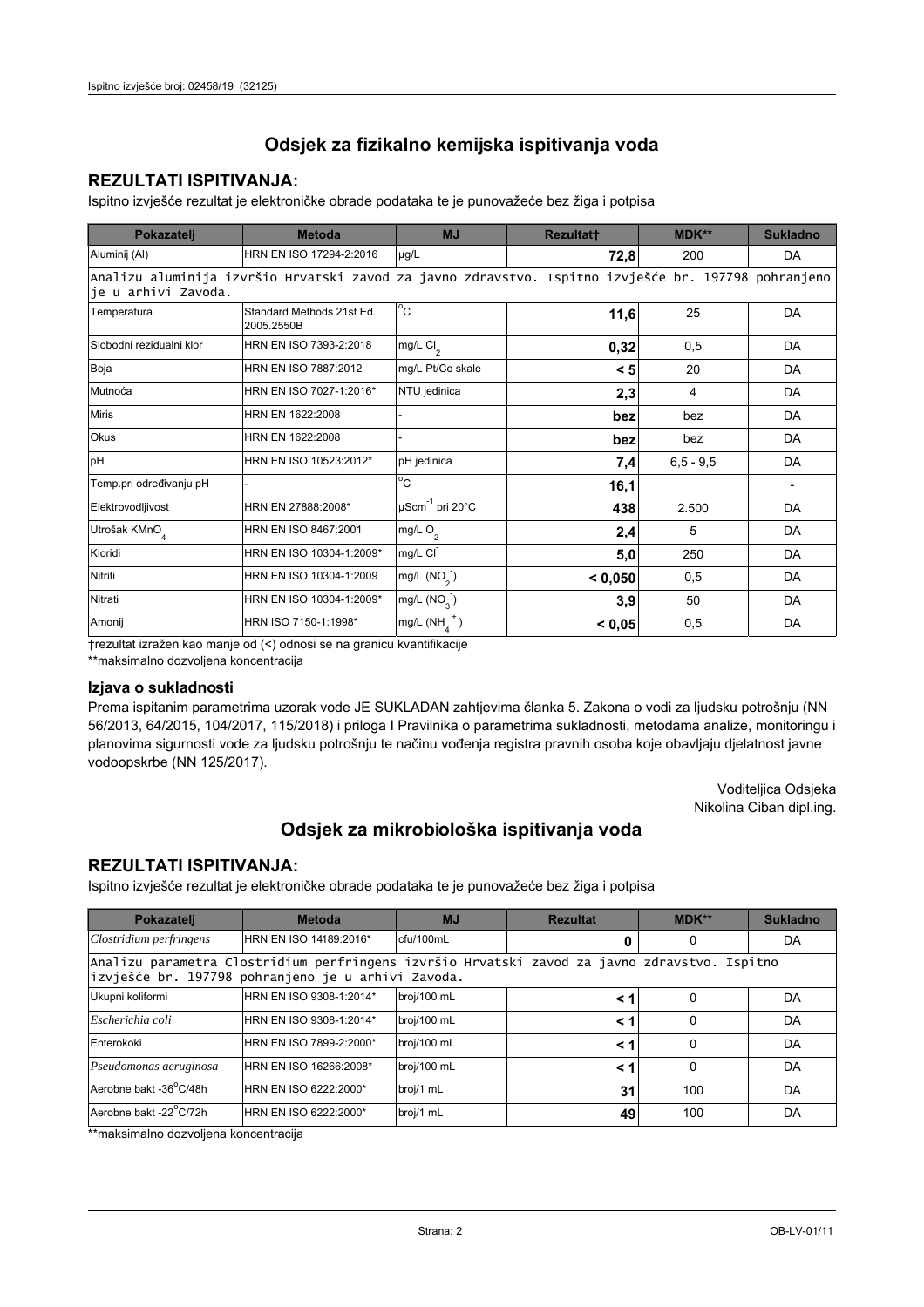# Odsjek za fizikalno kemijska ispitivanja voda

## REZULTATI ISPITIVANJA:

Ispitno izvješće rezultat je elektroničke obrade podataka te je punovažeće bez žiga i potpisa

| Pokazatelj | Metoda | MJ | Rezultat† | MDK** | Sukladno |
|---|---|---|---|---|---|
| Aluminij (Al) | HRN EN ISO 17294-2:2016 | µg/L | **72,8** | 200 | DA |
| Analizu aluminija izvršio Hrvatski zavod za javno zdravstvo. Ispitno izvješće br. 197798 pohranjeno je u arhivi Zavoda. | | | | | |
| Temperatura | Standard Methods 21st Ed. 2005.2550B | °C | **11,6** | 25 | DA |
| Slobodni rezidualni klor | HRN EN ISO 7393-2:2018 | mg/L $Cl_2$ | **0,32** | 0,5 | DA |
| Boja | HRN EN ISO 7887:2012 | mg/L Pt/Co skale | **< 5** | 20 | DA |
| Mutnoća | HRN EN ISO 7027-1:2016* | NTU jedinica | **2,3** | 4 | DA |
| Miris | HRN EN 1622:2008 | - | **bez** | bez | DA |
| Okus | HRN EN 1622:2008 | - | **bez** | bez | DA |
| pH | HRN EN ISO 10523:2012* | pH jedinica | **7,4** | 6,5 - 9,5 | DA |
| Temp.pri određivanju pH | - | °C | **16,1** | | - |
| Elektrovodljivost | HRN EN 27888:2008* | $\mu Scm^{-1}$ pri 20°C | **438** | 2.500 | DA |
| Utrošak $KMnO_4$ | HRN EN ISO 8467:2001 | mg/L $O_2$ | **2,4** | 5 | DA |
| Kloridi | HRN EN ISO 10304-1:2009* | mg/L $Cl^-$ | **5,0** | 250 | DA |
| Nitriti | HRN EN ISO 10304-1:2009 | mg/L $(NO_2^-)$ | **< 0,050** | 0,5 | DA |
| Nitrati | HRN EN ISO 10304-1:2009* | mg/L $(NO_3^-)$ | **3,9** | 50 | DA |
| Amonij | HRN ISO 7150-1:1998* | mg/L $(NH_4^+)$ | **< 0,05** | 0,5 | DA |

†rezultat izražen kao manje od (<) odnosi se na granicu kvantifikacije

**maksimalno dozvoljena koncentracija

### Izjava o sukladnosti

Prema ispitanim parametrima uzorak vode JE SUKLADAN zahtjevima članka 5. Zakona o vodi za ljudsku potrošnju (NN 56/2013, 64/2015, 104/2017, 115/2018) i priloga I Pravilnika o parametrima sukladnosti, metodama analize, monitoringu i planovima sigurnosti vode za ljudsku potrošnju te načinu vođenja registra pravnih osoba koje obavljaju djelatnost javne vodoopskrbe (NN 125/2017).

Voditeljica Odsjeka
Nikolina Ciban dipl.ing.

# Odsjek za mikrobiološka ispitivanja voda

## REZULTATI ISPITIVANJA:

Ispitno izvješće rezultat je elektroničke obrade podataka te je punovažeće bez žiga i potpisa

| Pokazatelj | Metoda | MJ | Rezultat | MDK** | Sukladno |
|---|---|---|---|---|---|
| *Clostridium perfringens* | HRN EN ISO 14189:2016* | cfu/100mL | **0** | 0 | DA |
| Analizu parametra Clostridium perfringens izvršio Hrvatski zavod za javno zdravstvo. Ispitno izvješće br. 197798 pohranjeno je u arhivi Zavoda. | | | | | |
| Ukupni koliformi | HRN EN ISO 9308-1:2014* | broj/100 mL | **< 1** | 0 | DA |
| *Escherichia coli* | HRN EN ISO 9308-1:2014* | broj/100 mL | **< 1** | 0 | DA |
| Enterokoki | HRN EN ISO 7899-2:2000* | broj/100 mL | **< 1** | 0 | DA |
| *Pseudomonas aeruginosa* | HRN EN ISO 16266:2008* | broj/100 mL | **< 1** | 0 | DA |
| Aerobne bakt -36°C/48h | HRN EN ISO 6222:2000* | broj/1 mL | **31** | 100 | DA |
| Aerobne bakt -22°C/72h | HRN EN ISO 6222:2000* | broj/1 mL | **49** | 100 | DA |

**maksimalno dozvoljena koncentracija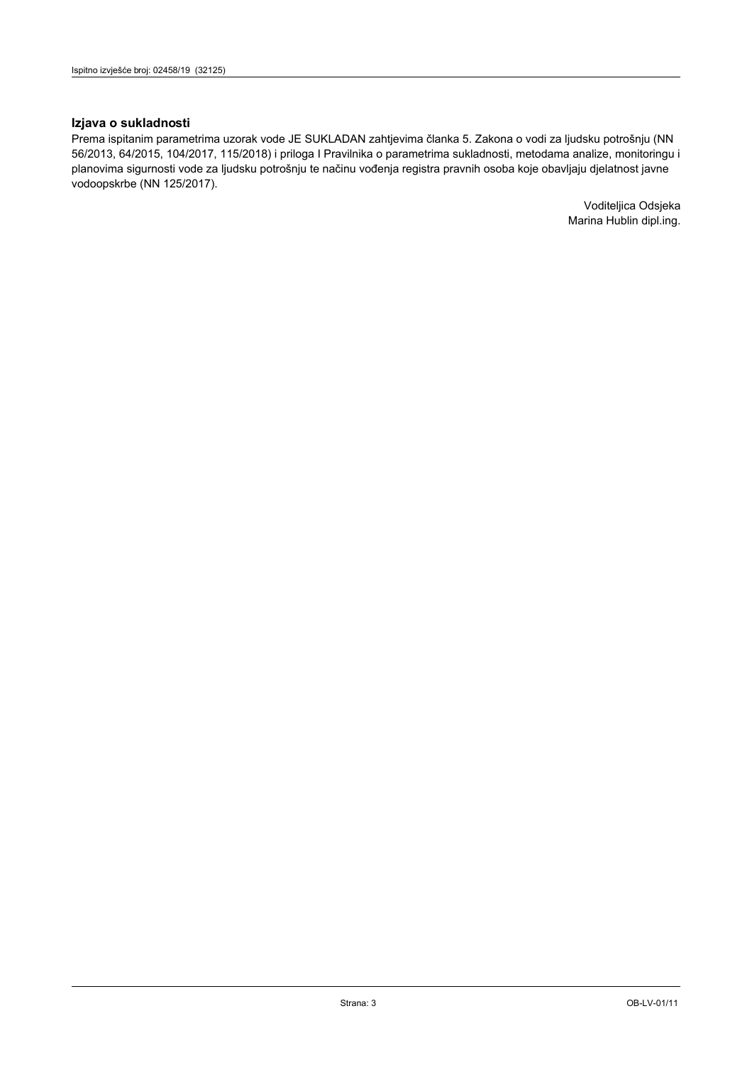## Izjava o sukladnosti

Prema ispitanim parametrima uzorak vode JE SUKLADAN zahtjevima članka 5. Zakona o vodi za ljudsku potrošnju (NN 56/2013, 64/2015, 104/2017, 115/2018) i priloga I Pravilnika o parametrima sukladnosti, metodama analize, monitoringu i planovima sigurnosti vode za ljudsku potrošnju te načinu vođenja registra pravnih osoba koje obavljaju djelatnost javne vodoopskrbe (NN 125/2017).

Voditeljica Odsjeka
Marina Hublin dipl.ing.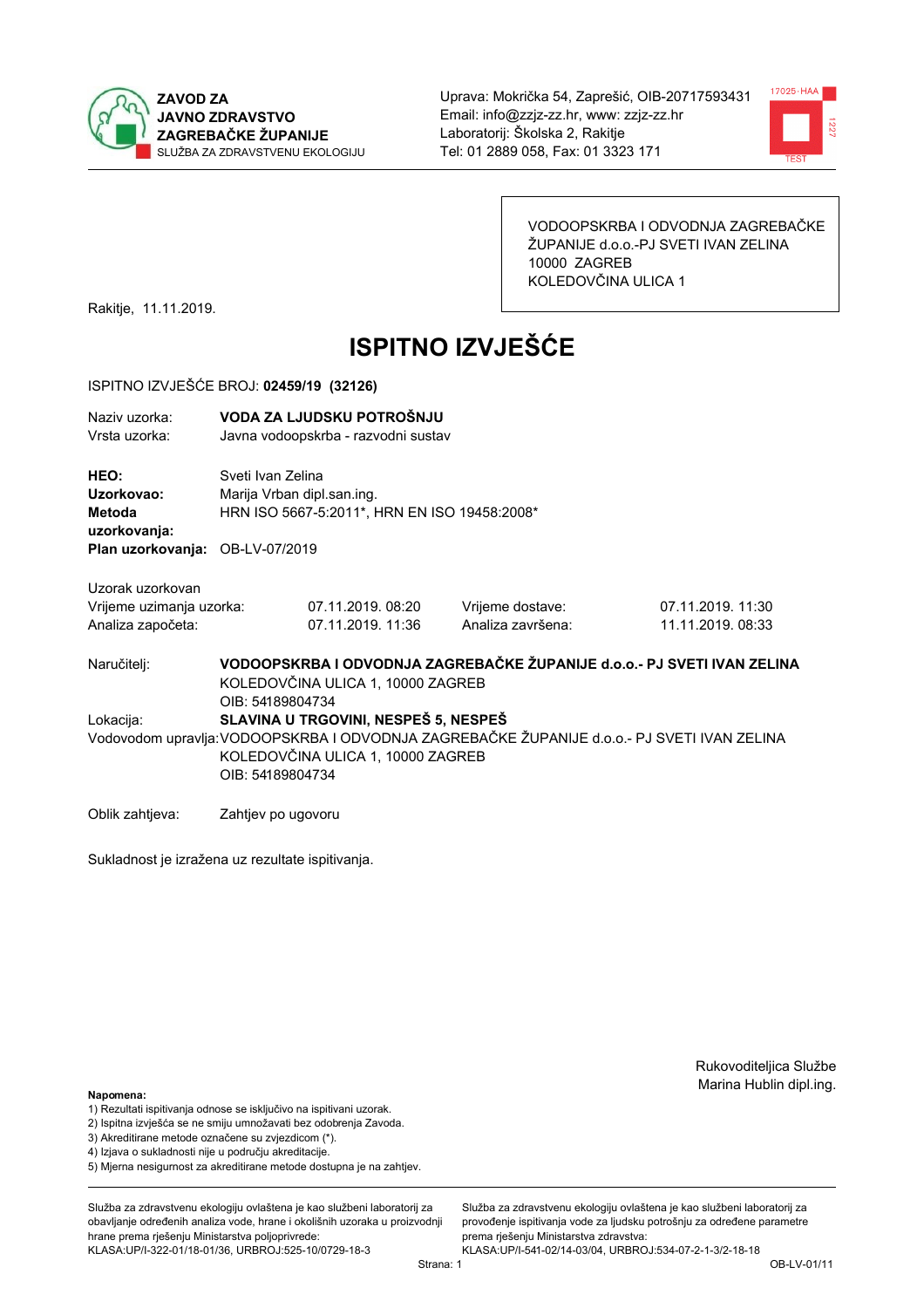ZAVOD ZA JAVNO ZDRAVSTVO ZAGREBAČKE ŽUPANIJE
SLUŽBA ZA ZDRAVSTVENU EKOLOGIJU

Uprava: Mokrička 54, Zaprešić, OIB-20717593431
Email: info@zzjz-zz.hr, www: zzjz-zz.hr
Laboratorij: Školska 2, Rakitje
Tel: 01 2889 058, Fax: 01 3323 171

VODOOPSKRBA I ODVODNJA ZAGREBAČKE ŽUPANIJE d.o.o.-PJ SVETI IVAN ZELINA
10000 ZAGREB
KOLEDOVČINA ULICA 1

Rakitje, 11.11.2019.

# ISPITNO IZVJEŠĆE

ISPITNO IZVJEŠĆE BROJ: **02459/19 (32126)**

Naziv uzorka: **VODA ZA LJUDSKU POTROŠNJU**
Vrsta uzorka: Javna vodoopskrba - razvodni sustav

**HEO:** Sveti Ivan Zelina
**Uzorkovao:** Marija Vrban dipl.san.ing.
**Metoda uzorkovanja:** HRN ISO 5667-5:2011*, HRN EN ISO 19458:2008*
**Plan uzorkovanja:** OB-LV-07/2019

Uzorak uzorkovan

| | | | |
|---|---|---|---|
| Vrijeme uzimanja uzorka: | 07.11.2019. 08:20 | Vrijeme dostave: | 07.11.2019. 11:30 |
| Analiza započeta: | 07.11.2019. 11:36 | Analiza završena: | 11.11.2019. 08:33 |

Naručitelj: **VODOOPSKRBA I ODVODNJA ZAGREBAČKE ŽUPANIJE d.o.o.- PJ SVETI IVAN ZELINA**
KOLEDOVČINA ULICA 1, 10000 ZAGREB
OIB: 54189804734

Lokacija: **SLAVINA U TRGOVINI, NESPEŠ 5, NESPEŠ**

Vodovodom upravlja: VODOOPSKRBA I ODVODNJA ZAGREBAČKE ŽUPANIJE d.o.o.- PJ SVETI IVAN ZELINA
KOLEDOVČINA ULICA 1, 10000 ZAGREB
OIB: 54189804734

Oblik zahtjeva: Zahtjev po ugovoru

Sukladnost je izražena uz rezultate ispitivanja.

Rukovoditeljica Službe
Marina Hublin dipl.ing.

**Napomena:**
1) Rezultati ispitivanja odnose se isključivo na ispitivani uzorak.
2) Ispitna izvješća se ne smiju umnožavati bez odobrenja Zavoda.
3) Akreditirane metode označene su zvjezdicom (*).
4) Izjava o sukladnosti nije u području akreditacije.
5) Mjerna nesigurnost za akreditirane metode dostupna je na zahtjev.

Služba za zdravstvenu ekologiju ovlaštena je kao službeni laboratorij za obavljanje određenih analiza vode, hrane i okolišnih uzoraka u proizvodnji hrane prema rješenju Ministarstva poljoprivrede: KLASA:UP/I-322-01/18-01/36, URBROJ:525-10/0729-18-3

Služba za zdravstvenu ekologiju ovlaštena je kao službeni laboratorij za provođenje ispitivanja vode za ljudsku potrošnju za određene parametre prema rješenju Ministarstva zdravstva: KLASA:UP/I-541-02/14-03/04, URBROJ:534-07-2-1-3/2-18-18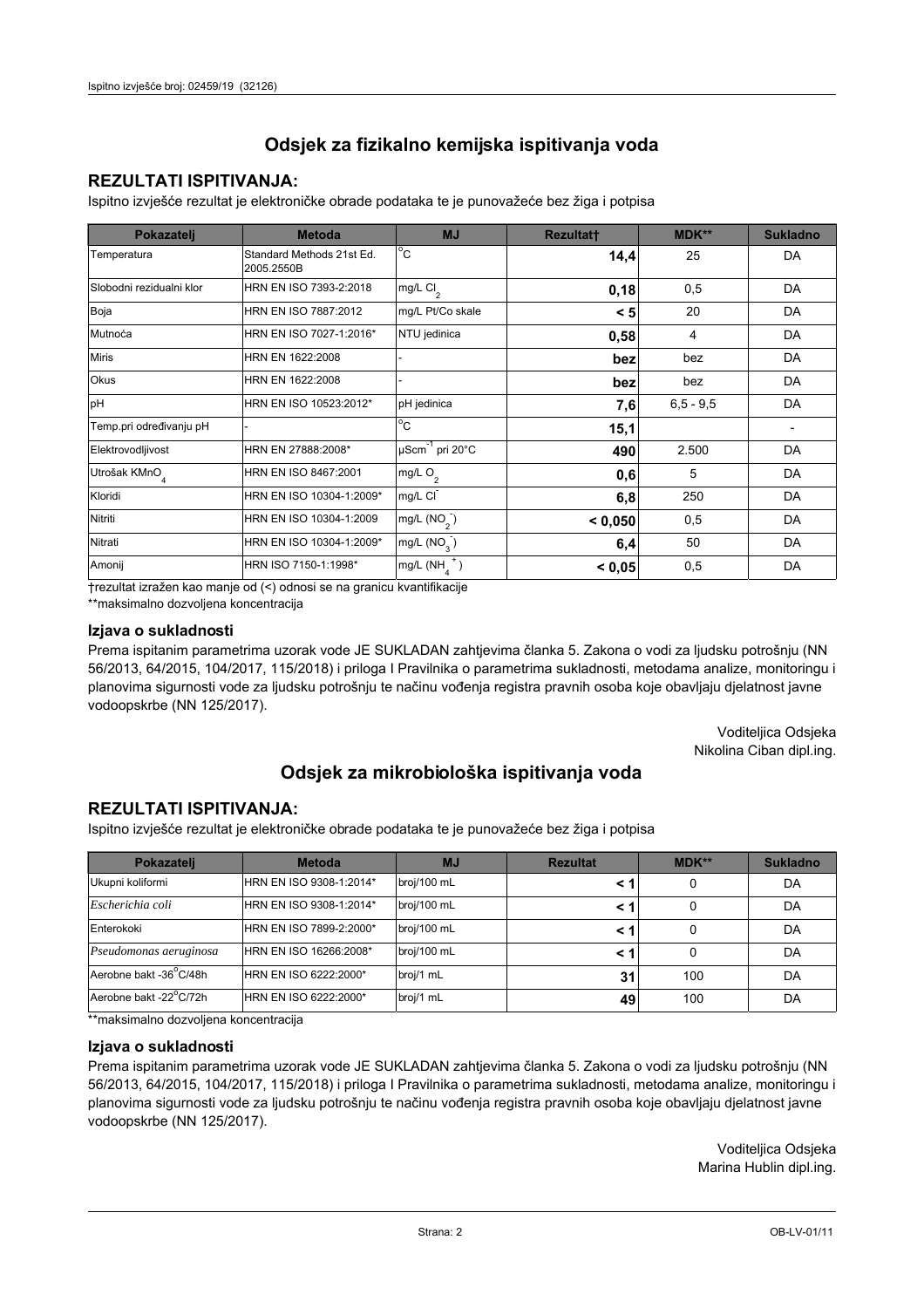# Odsjek za fizikalno kemijska ispitivanja voda

## REZULTATI ISPITIVANJA:

Ispitno izvješće rezultat je elektroničke obrade podataka te je punovažeće bez žiga i potpisa

| Pokazatelj | Metoda | MJ | Rezultat† | MDK** | Sukladno |
|---|---|---|---|---|---|
| Temperatura | Standard Methods 21st Ed. 2005.2550B | °C | **14,4** | 25 | DA |
| Slobodni rezidualni klor | HRN EN ISO 7393-2:2018 | mg/L $Cl_2$ | **0,18** | 0,5 | DA |
| Boja | HRN EN ISO 7887:2012 | mg/L Pt/Co skale | **< 5** | 20 | DA |
| Mutnoća | HRN EN ISO 7027-1:2016* | NTU jedinica | **0,58** | 4 | DA |
| Miris | HRN EN 1622:2008 | - | **bez** | bez | DA |
| Okus | HRN EN 1622:2008 | - | **bez** | bez | DA |
| pH | HRN EN ISO 10523:2012* | pH jedinica | **7,6** | 6,5 - 9,5 | DA |
| Temp.pri određivanju pH | - | °C | **15,1** | | - |
| Elektrovodljivost | HRN EN 27888:2008* | $\mu Scm^{-1}$ pri 20°C | **490** | 2.500 | DA |
| Utrošak $KMnO_4$ | HRN EN ISO 8467:2001 | mg/L $O_2$ | **0,6** | 5 | DA |
| Kloridi | HRN EN ISO 10304-1:2009* | mg/L $Cl^-$ | **6,8** | 250 | DA |
| Nitriti | HRN EN ISO 10304-1:2009 | mg/L ($NO_2^-$) | **< 0,050** | 0,5 | DA |
| Nitrati | HRN EN ISO 10304-1:2009* | mg/L ($NO_3^-$) | **6,4** | 50 | DA |
| Amonij | HRN ISO 7150-1:1998* | mg/L ($NH_4^+$) | **< 0,05** | 0,5 | DA |

†rezultat izražen kao manje od (<) odnosi se na granicu kvantifikacije

**maksimalno dozvoljena koncentracija

### Izjava o sukladnosti

Prema ispitanim parametrima uzorak vode JE SUKLADAN zahtjevima članka 5. Zakona o vodi za ljudsku potrošnju (NN 56/2013, 64/2015, 104/2017, 115/2018) i priloga I Pravilnika o parametrima sukladnosti, metodama analize, monitoringu i planovima sigurnosti vode za ljudsku potrošnju te načinu vođenja registra pravnih osoba koje obavljaju djelatnost javne vodoopskrbe (NN 125/2017).

Voditeljica Odsjeka
Nikolina Ciban dipl.ing.

# Odsjek za mikrobiološka ispitivanja voda

## REZULTATI ISPITIVANJA:

Ispitno izvješće rezultat je elektroničke obrade podataka te je punovažeće bez žiga i potpisa

| Pokazatelj | Metoda | MJ | Rezultat | MDK** | Sukladno |
|---|---|---|---|---|---|
| Ukupni koliformi | HRN EN ISO 9308-1:2014* | broj/100 mL | **< 1** | 0 | DA |
| *Escherichia coli* | HRN EN ISO 9308-1:2014* | broj/100 mL | **< 1** | 0 | DA |
| Enterokoki | HRN EN ISO 7899-2:2000* | broj/100 mL | **< 1** | 0 | DA |
| *Pseudomonas aeruginosa* | HRN EN ISO 16266:2008* | broj/100 mL | **< 1** | 0 | DA |
| Aerobne bakt -36°C/48h | HRN EN ISO 6222:2000* | broj/1 mL | **31** | 100 | DA |
| Aerobne bakt -22°C/72h | HRN EN ISO 6222:2000* | broj/1 mL | **49** | 100 | DA |

**maksimalno dozvoljena koncentracija

### Izjava o sukladnosti

Prema ispitanim parametrima uzorak vode JE SUKLADAN zahtjevima članka 5. Zakona o vodi za ljudsku potrošnju (NN 56/2013, 64/2015, 104/2017, 115/2018) i priloga I Pravilnika o parametrima sukladnosti, metodama analize, monitoringu i planovima sigurnosti vode za ljudsku potrošnju te načinu vođenja registra pravnih osoba koje obavljaju djelatnost javne vodoopskrbe (NN 125/2017).

Voditeljica Odsjeka
Marina Hublin dipl.ing.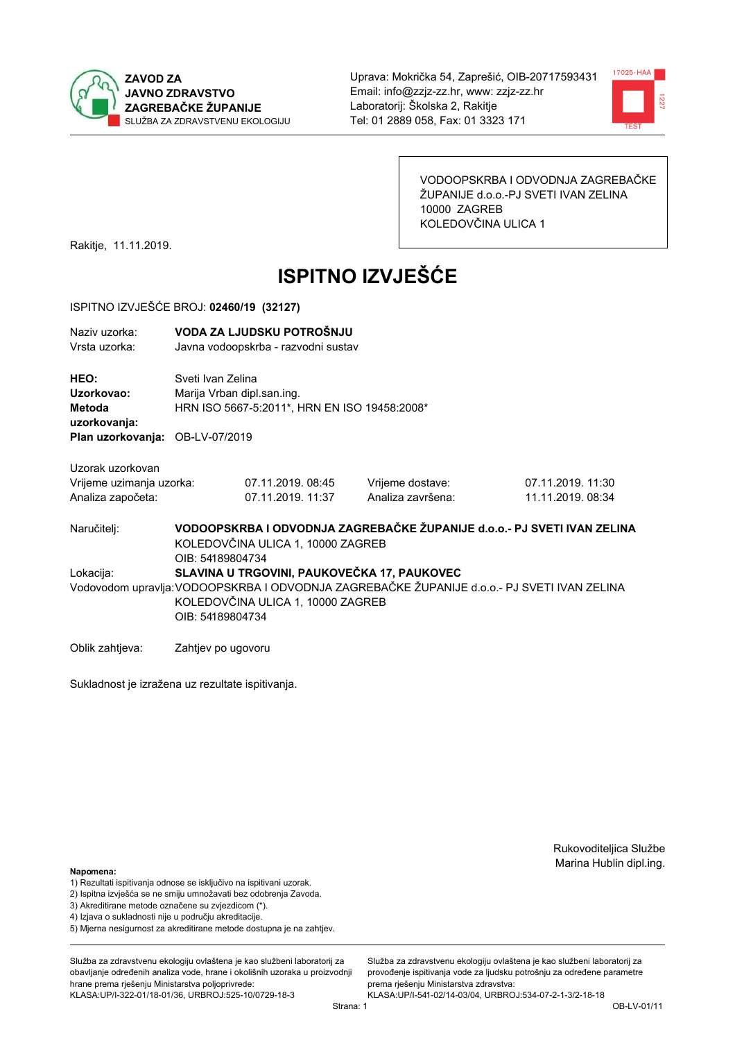**ZAVOD ZA JAVNO ZDRAVSTVO ZAGREBAČKE ŽUPANIJE**
SLUŽBA ZA ZDRAVSTVENU EKOLOGIJU

Uprava: Mokrička 54, Zaprešić, OIB-20717593431
Email: info@zzjz-zz.hr, www: zzjz-zz.hr
Laboratorij: Školska 2, Rakitje
Tel: 01 2889 058, Fax: 01 3323 171

VODOOPSKRBA I ODVODNJA ZAGREBAČKE ŽUPANIJE d.o.o.-PJ SVETI IVAN ZELINA
10000 ZAGREB
KOLEDOVČINA ULICA 1

Rakitje, 11.11.2019.

# ISPITNO IZVJEŠĆE

ISPITNO IZVJEŠĆE BROJ: **02460/19 (32127)**

| | |
|---|---|
| Naziv uzorka: | **VODA ZA LJUDSKU POTROŠNJU** |
| Vrsta uzorka: | Javna vodoopskrba - razvodni sustav |

| | |
|---|---|
| **HEO:** | Sveti Ivan Zelina |
| **Uzorkovao:** | Marija Vrban dipl.san.ing. |
| **Metoda uzorkovanja:** | HRN ISO 5667-5:2011*, HRN EN ISO 19458:2008* |
| **Plan uzorkovanja:** | OB-LV-07/2019 |

Uzorak uzorkovan

| | | | |
|---|---|---|---|
| Vrijeme uzimanja uzorka: | 07.11.2019. 08:45 | Vrijeme dostave: | 07.11.2019. 11:30 |
| Analiza započeta: | 07.11.2019. 11:37 | Analiza završena: | 11.11.2019. 08:34 |

Naručitelj: **VODOOPSKRBA I ODVODNJA ZAGREBAČKE ŽUPANIJE d.o.o.- PJ SVETI IVAN ZELINA**
KOLEDOVČINA ULICA 1, 10000 ZAGREB
OIB: 54189804734

Lokacija: **SLAVINA U TRGOVINI, PAUKOVEČKA 17, PAUKOVEC**

Vodovodom upravlja: VODOOPSKRBA I ODVODNJA ZAGREBAČKE ŽUPANIJE d.o.o.- PJ SVETI IVAN ZELINA
KOLEDOVČINA ULICA 1, 10000 ZAGREB
OIB: 54189804734

Oblik zahtjeva: Zahtjev po ugovoru

Sukladnost je izražena uz rezultate ispitivanja.

Rukovoditeljica Službe
Marina Hublin dipl.ing.

**Napomena:**
1) Rezultati ispitivanja odnose se isključivo na ispitivani uzorak.
2) Ispitna izvješća se ne smiju umnožavati bez odobrenja Zavoda.
3) Akreditirane metode označene su zvjezdicom (*).
4) Izjava o sukladnosti nije u području akreditacije.
5) Mjerna nesigurnost za akreditirane metode dostupna je na zahtjev.

Služba za zdravstvenu ekologiju ovlaštena je kao službeni laboratorij za obavljanje određenih analiza vode, hrane i okolišnih uzoraka u proizvodnji hrane prema rješenju Ministarstva poljoprivrede: KLASA:UP/I-322-01/18-01/36, URBROJ:525-10/0729-18-3

Služba za zdravstvenu ekologiju ovlaštena je kao službeni laboratorij za provođenje ispitivanja vode za ljudsku potrošnju za određene parametre prema rješenju Ministarstva zdravstva: KLASA:UP/I-541-02/14-03/04, URBROJ:534-07-2-1-3/2-18-18

OB-LV-01/11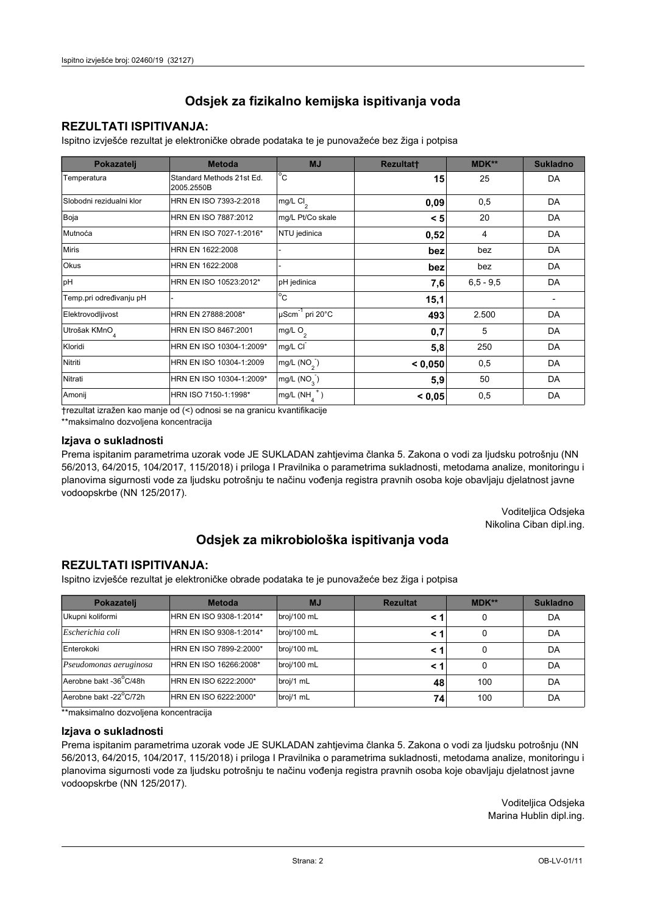# Odsjek za fizikalno kemijska ispitivanja voda

## REZULTATI ISPITIVANJA:

Ispitno izvješće rezultat je elektroničke obrade podataka te je punovažeće bez žiga i potpisa

| Pokazatelj | Metoda | MJ | Rezultat† | MDK** | Sukladno |
|---|---|---|---|---|---|
| Temperatura | Standard Methods 21st Ed. 2005.2550B | °C | **15** | 25 | DA |
| Slobodni rezidualni klor | HRN EN ISO 7393-2:2018 | mg/L $Cl_2$ | **0,09** | 0,5 | DA |
| Boja | HRN EN ISO 7887:2012 | mg/L Pt/Co skale | **< 5** | 20 | DA |
| Mutnoća | HRN EN ISO 7027-1:2016* | NTU jedinica | **0,52** | 4 | DA |
| Miris | HRN EN 1622:2008 | - | **bez** | bez | DA |
| Okus | HRN EN 1622:2008 | - | **bez** | bez | DA |
| pH | HRN EN ISO 10523:2012* | pH jedinica | **7,6** | 6,5 - 9,5 | DA |
| Temp.pri određivanju pH | - | °C | **15,1** | | - |
| Elektrovodljivost | HRN EN 27888:2008* | $\mu Scm^{-1}$ pri 20°C | **493** | 2.500 | DA |
| Utrošak $KMnO_4$ | HRN EN ISO 8467:2001 | mg/L $O_2$ | **0,7** | 5 | DA |
| Kloridi | HRN EN ISO 10304-1:2009* | mg/L $Cl^-$ | **5,8** | 250 | DA |
| Nitriti | HRN EN ISO 10304-1:2009 | mg/L ($NO_2^-$) | **< 0,050** | 0,5 | DA |
| Nitrati | HRN EN ISO 10304-1:2009* | mg/L ($NO_3^-$) | **5,9** | 50 | DA |
| Amonij | HRN ISO 7150-1:1998* | mg/L ($NH_4^+$) | **< 0,05** | 0,5 | DA |

†rezultat izražen kao manje od (<) odnosi se na granicu kvantifikacije

**maksimalno dozvoljena koncentracija

### Izjava o sukladnosti

Prema ispitanim parametrima uzorak vode JE SUKLADAN zahtjevima članka 5. Zakona o vodi za ljudsku potrošnju (NN 56/2013, 64/2015, 104/2017, 115/2018) i priloga I Pravilnika o parametrima sukladnosti, metodama analize, monitoringu i planovima sigurnosti vode za ljudsku potrošnju te načinu vođenja registra pravnih osoba koje obavljaju djelatnost javne vodoopskrbe (NN 125/2017).

Voditeljica Odsjeka
Nikolina Ciban dipl.ing.

# Odsjek za mikrobiološka ispitivanja voda

## REZULTATI ISPITIVANJA:

Ispitno izvješće rezultat je elektroničke obrade podataka te je punovažeće bez žiga i potpisa

| Pokazatelj | Metoda | MJ | Rezultat | MDK** | Sukladno |
|---|---|---|---|---|---|
| Ukupni koliformi | HRN EN ISO 9308-1:2014* | broj/100 mL | **< 1** | 0 | DA |
| *Escherichia coli* | HRN EN ISO 9308-1:2014* | broj/100 mL | **< 1** | 0 | DA |
| Enterokoki | HRN EN ISO 7899-2:2000* | broj/100 mL | **< 1** | 0 | DA |
| *Pseudomonas aeruginosa* | HRN EN ISO 16266:2008* | broj/100 mL | **< 1** | 0 | DA |
| Aerobne bakt -36°C/48h | HRN EN ISO 6222:2000* | broj/1 mL | **48** | 100 | DA |
| Aerobne bakt -22°C/72h | HRN EN ISO 6222:2000* | broj/1 mL | **74** | 100 | DA |

**maksimalno dozvoljena koncentracija

### Izjava o sukladnosti

Prema ispitanim parametrima uzorak vode JE SUKLADAN zahtjevima članka 5. Zakona o vodi za ljudsku potrošnju (NN 56/2013, 64/2015, 104/2017, 115/2018) i priloga I Pravilnika o parametrima sukladnosti, metodama analize, monitoringu i planovima sigurnosti vode za ljudsku potrošnju te načinu vođenja registra pravnih osoba koje obavljaju djelatnost javne vodoopskrbe (NN 125/2017).

Voditeljica Odsjeka
Marina Hublin dipl.ing.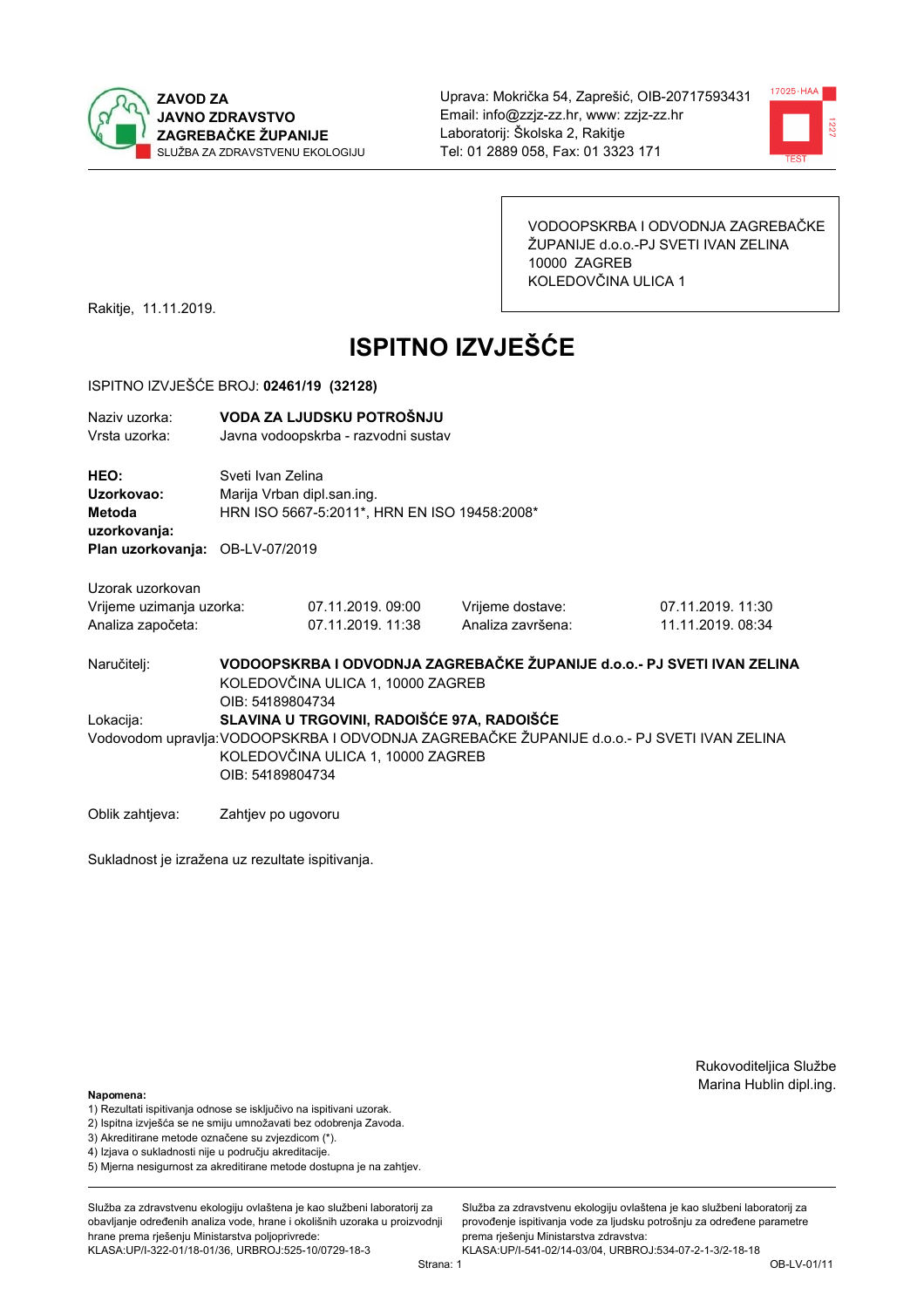**ZAVOD ZA JAVNO ZDRAVSTVO ZAGREBAČKE ŽUPANIJE**
SLUŽBA ZA ZDRAVSTVENU EKOLOGIJU

Uprava: Mokrička 54, Zaprešić, OIB-20717593431
Email: info@zzjz-zz.hr, www: zzjz-zz.hr
Laboratorij: Školska 2, Rakitje
Tel: 01 2889 058, Fax: 01 3323 171

VODOOPSKRBA I ODVODNJA ZAGREBAČKE ŽUPANIJE d.o.o.-PJ SVETI IVAN ZELINA
10000 ZAGREB
KOLEDOVČINA ULICA 1

Rakitje, 11.11.2019.

# ISPITNO IZVJEŠĆE

ISPITNO IZVJEŠĆE BROJ: **02461/19 (32128)**

| | |
|---|---|
| Naziv uzorka: | **VODA ZA LJUDSKU POTROŠNJU** |
| Vrsta uzorka: | Javna vodoopskrba - razvodni sustav |

| | |
|---|---|
| **HEO:** | Sveti Ivan Zelina |
| **Uzorkovao:** | Marija Vrban dipl.san.ing. |
| **Metoda uzorkovanja:** | HRN ISO 5667-5:2011*, HRN EN ISO 19458:2008* |
| **Plan uzorkovanja:** | OB-LV-07/2019 |

Uzorak uzorkovan

| | | | |
|---|---|---|---|
| Vrijeme uzimanja uzorka: | 07.11.2019. 09:00 | Vrijeme dostave: | 07.11.2019. 11:30 |
| Analiza započeta: | 07.11.2019. 11:38 | Analiza završena: | 11.11.2019. 08:34 |

Naručitelj: **VODOOPSKRBA I ODVODNJA ZAGREBAČKE ŽUPANIJE d.o.o.- PJ SVETI IVAN ZELINA**
KOLEDOVČINA ULICA 1, 10000 ZAGREB
OIB: 54189804734

Lokacija: **SLAVINA U TRGOVINI, RADOIŠĆE 97A, RADOIŠĆE**

Vodovodom upravlja: VODOOPSKRBA I ODVODNJA ZAGREBAČKE ŽUPANIJE d.o.o.- PJ SVETI IVAN ZELINA
KOLEDOVČINA ULICA 1, 10000 ZAGREB
OIB: 54189804734

Oblik zahtjeva: Zahtjev po ugovoru

Sukladnost je izražena uz rezultate ispitivanja.

Rukovoditeljica Službe
Marina Hublin dipl.ing.

**Napomena:**
1) Rezultati ispitivanja odnose se isključivo na ispitivani uzorak.
2) Ispitna izvješća se ne smiju umnožavati bez odobrenja Zavoda.
3) Akreditirane metode označene su zvjezdicom (*).
4) Izjava o sukladnosti nije u području akreditacije.
5) Mjerna nesigurnost za akreditirane metode dostupna je na zahtjev.

Služba za zdravstvenu ekologiju ovlaštena je kao službeni laboratorij za obavljanje određenih analiza vode, hrane i okolišnih uzoraka u proizvodnji hrane prema rješenju Ministarstva poljoprivrede: KLASA:UP/I-322-01/18-01/36, URBROJ:525-10/0729-18-3

Služba za zdravstvenu ekologiju ovlaštena je kao službeni laboratorij za provođenje ispitivanja vode za ljudsku potrošnju za određene parametre prema rješenju Ministarstva zdravstva: KLASA:UP/I-541-02/14-03/04, URBROJ:534-07-2-1-3/2-18-18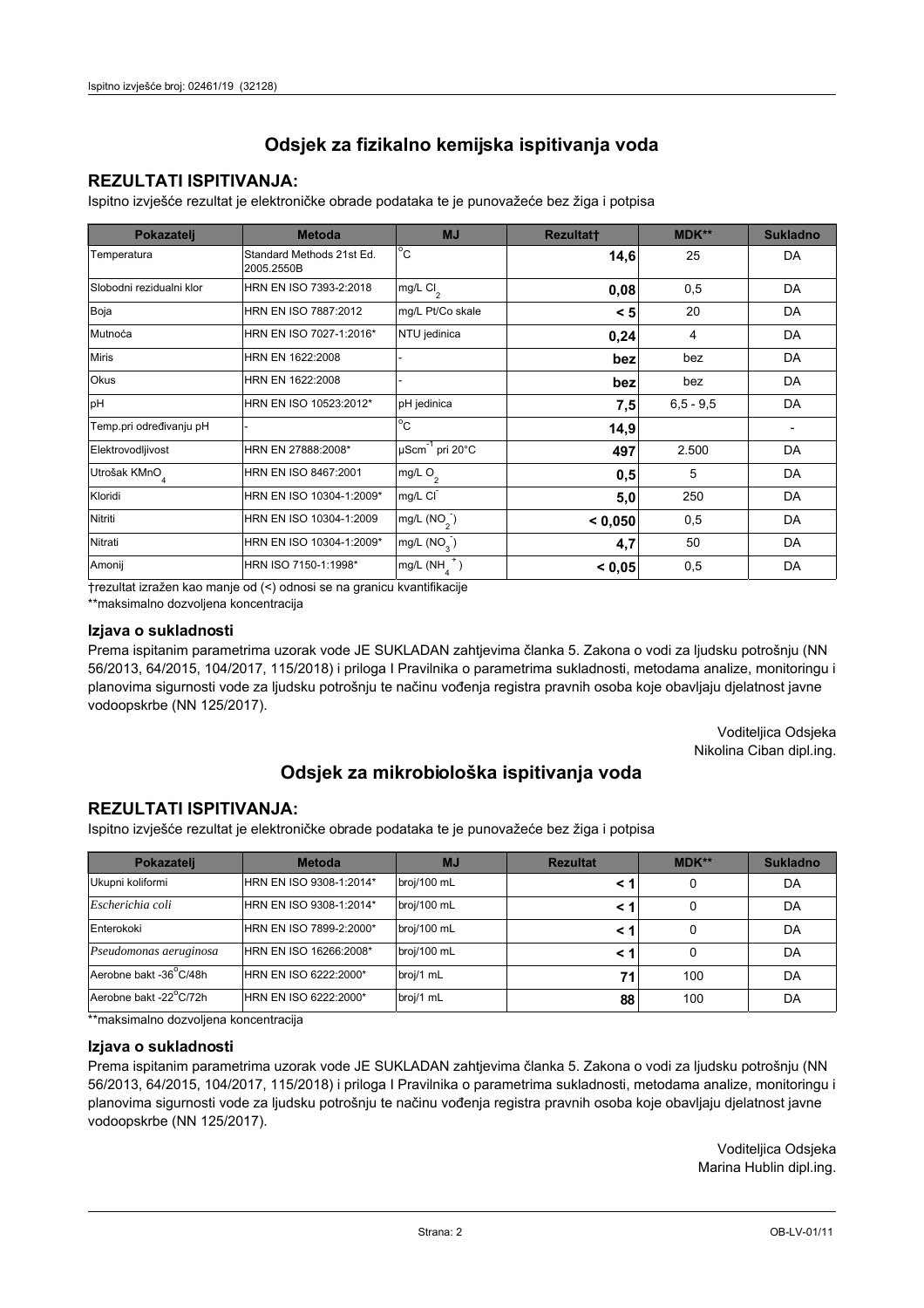# Odsjek za fizikalno kemijska ispitivanja voda

## REZULTATI ISPITIVANJA:

Ispitno izvješće rezultat je elektroničke obrade podataka te je punovažeće bez žiga i potpisa

| Pokazatelj | Metoda | MJ | Rezultat† | MDK** | Sukladno |
|---|---|---|---|---|---|
| Temperatura | Standard Methods 21st Ed. 2005.2550B | °C | **14,6** | 25 | DA |
| Slobodni rezidualni klor | HRN EN ISO 7393-2:2018 | mg/L $Cl_2$ | **0,08** | 0,5 | DA |
| Boja | HRN EN ISO 7887:2012 | mg/L Pt/Co skale | **< 5** | 20 | DA |
| Mutnoća | HRN EN ISO 7027-1:2016* | NTU jedinica | **0,24** | 4 | DA |
| Miris | HRN EN 1622:2008 | - | **bez** | bez | DA |
| Okus | HRN EN 1622:2008 | - | **bez** | bez | DA |
| pH | HRN EN ISO 10523:2012* | pH jedinica | **7,5** | 6,5 - 9,5 | DA |
| Temp.pri određivanju pH | - | °C | **14,9** | | - |
| Elektrovodljivost | HRN EN 27888:2008* | $\mu Scm^{-1}$ pri 20°C | **497** | 2.500 | DA |
| Utrošak $KMnO_4$ | HRN EN ISO 8467:2001 | mg/L $O_2$ | **0,5** | 5 | DA |
| Kloridi | HRN EN ISO 10304-1:2009* | mg/L $Cl^-$ | **5,0** | 250 | DA |
| Nitriti | HRN EN ISO 10304-1:2009 | mg/L ($NO_2^-$) | **< 0,050** | 0,5 | DA |
| Nitrati | HRN EN ISO 10304-1:2009* | mg/L ($NO_3^-$) | **4,7** | 50 | DA |
| Amonij | HRN ISO 7150-1:1998* | mg/L ($NH_4^+$) | **< 0,05** | 0,5 | DA |

†rezultat izražen kao manje od (<) odnosi se na granicu kvantifikacije

**maksimalno dozvoljena koncentracija

### Izjava o sukladnosti

Prema ispitanim parametrima uzorak vode JE SUKLADAN zahtjevima članka 5. Zakona o vodi za ljudsku potrošnju (NN 56/2013, 64/2015, 104/2017, 115/2018) i priloga I Pravilnika o parametrima sukladnosti, metodama analize, monitoringu i planovima sigurnosti vode za ljudsku potrošnju te načinu vođenja registra pravnih osoba koje obavljaju djelatnost javne vodoopskrbe (NN 125/2017).

Voditeljica Odsjeka
Nikolina Ciban dipl.ing.

# Odsjek za mikrobiološka ispitivanja voda

## REZULTATI ISPITIVANJA:

Ispitno izvješće rezultat je elektroničke obrade podataka te je punovažeće bez žiga i potpisa

| Pokazatelj | Metoda | MJ | Rezultat | MDK** | Sukladno |
|---|---|---|---|---|---|
| Ukupni koliformi | HRN EN ISO 9308-1:2014* | broj/100 mL | **< 1** | 0 | DA |
| *Escherichia coli* | HRN EN ISO 9308-1:2014* | broj/100 mL | **< 1** | 0 | DA |
| Enterokoki | HRN EN ISO 7899-2:2000* | broj/100 mL | **< 1** | 0 | DA |
| *Pseudomonas aeruginosa* | HRN EN ISO 16266:2008* | broj/100 mL | **< 1** | 0 | DA |
| Aerobne bakt -36°C/48h | HRN EN ISO 6222:2000* | broj/1 mL | **71** | 100 | DA |
| Aerobne bakt -22°C/72h | HRN EN ISO 6222:2000* | broj/1 mL | **88** | 100 | DA |

**maksimalno dozvoljena koncentracija

### Izjava o sukladnosti

Prema ispitanim parametrima uzorak vode JE SUKLADAN zahtjevima članka 5. Zakona o vodi za ljudsku potrošnju (NN 56/2013, 64/2015, 104/2017, 115/2018) i priloga I Pravilnika o parametrima sukladnosti, metodama analize, monitoringu i planovima sigurnosti vode za ljudsku potrošnju te načinu vođenja registra pravnih osoba koje obavljaju djelatnost javne vodoopskrbe (NN 125/2017).

Voditeljica Odsjeka
Marina Hublin dipl.ing.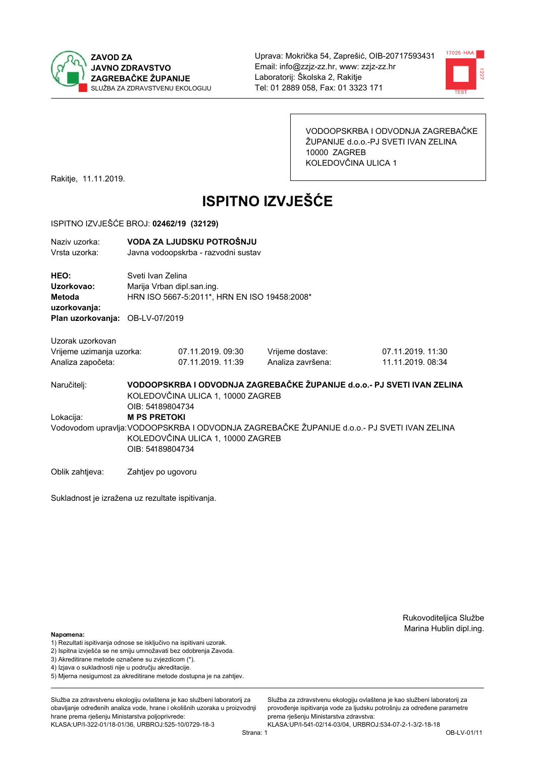ZAVOD ZA JAVNO ZDRAVSTVO ZAGREBAČKE ŽUPANIJE
SLUŽBA ZA ZDRAVSTVENU EKOLOGIJU

Uprava: Mokrička 54, Zaprešić, OIB-20717593431
Email: info@zzjz-zz.hr, www: zzjz-zz.hr
Laboratorij: Školska 2, Rakitje
Tel: 01 2889 058, Fax: 01 3323 171

VODOOPSKRBA I ODVODNJA ZAGREBAČKE ŽUPANIJE d.o.o.-PJ SVETI IVAN ZELINA
10000 ZAGREB
KOLEDOVČINA ULICA 1

Rakitje, 11.11.2019.

# ISPITNO IZVJEŠĆE

ISPITNO IZVJEŠĆE BROJ: **02462/19 (32129)**

Naziv uzorka: **VODA ZA LJUDSKU POTROŠNJU**
Vrsta uzorka: Javna vodoopskrba - razvodni sustav

**HEO:** Sveti Ivan Zelina
**Uzorkovao:** Marija Vrban dipl.san.ing.
**Metoda uzorkovanja:** HRN ISO 5667-5:2011*, HRN EN ISO 19458:2008*
**Plan uzorkovanja:** OB-LV-07/2019

Uzorak uzorkovan

| | | | |
|---|---|---|---|
| Vrijeme uzimanja uzorka: | 07.11.2019. 09:30 | Vrijeme dostave: | 07.11.2019. 11:30 |
| Analiza započeta: | 07.11.2019. 11:39 | Analiza završena: | 11.11.2019. 08:34 |

Naručitelj: **VODOOPSKRBA I ODVODNJA ZAGREBAČKE ŽUPANIJE d.o.o.- PJ SVETI IVAN ZELINA**
KOLEDOVČINA ULICA 1, 10000 ZAGREB
OIB: 54189804734

Lokacija: **M PS PRETOKI**

Vodovodom upravlja: VODOOPSKRBA I ODVODNJA ZAGREBAČKE ŽUPANIJE d.o.o.- PJ SVETI IVAN ZELINA
KOLEDOVČINA ULICA 1, 10000 ZAGREB
OIB: 54189804734

Oblik zahtjeva: Zahtjev po ugovoru

Sukladnost je izražena uz rezultate ispitivanja.

Rukovoditeljica Službe
Marina Hublin dipl.ing.

**Napomena:**
1) Rezultati ispitivanja odnose se isključivo na ispitivani uzorak.
2) Ispitna izvješća se ne smiju umnožavati bez odobrenja Zavoda.
3) Akreditirane metode označene su zvjezdicom (*).
4) Izjava o sukladnosti nije u području akreditacije.
5) Mjerna nesigurnost za akreditirane metode dostupna je na zahtjev.

Služba za zdravstvenu ekologiju ovlaštena je kao službeni laboratorij za obavljanje određenih analiza vode, hrane i okolišnih uzoraka u proizvodnji hrane prema rješenju Ministarstva poljoprivrede: KLASA:UP/I-322-01/18-01/36, URBROJ:525-10/0729-18-3

Služba za zdravstvenu ekologiju ovlaštena je kao službeni laboratorij za provođenje ispitivanja vode za ljudsku potrošnju za određene parametre prema rješenju Ministarstva zdravstva: KLASA:UP/I-541-02/14-03/04, URBROJ:534-07-2-1-3/2-18-18

OB-LV-01/11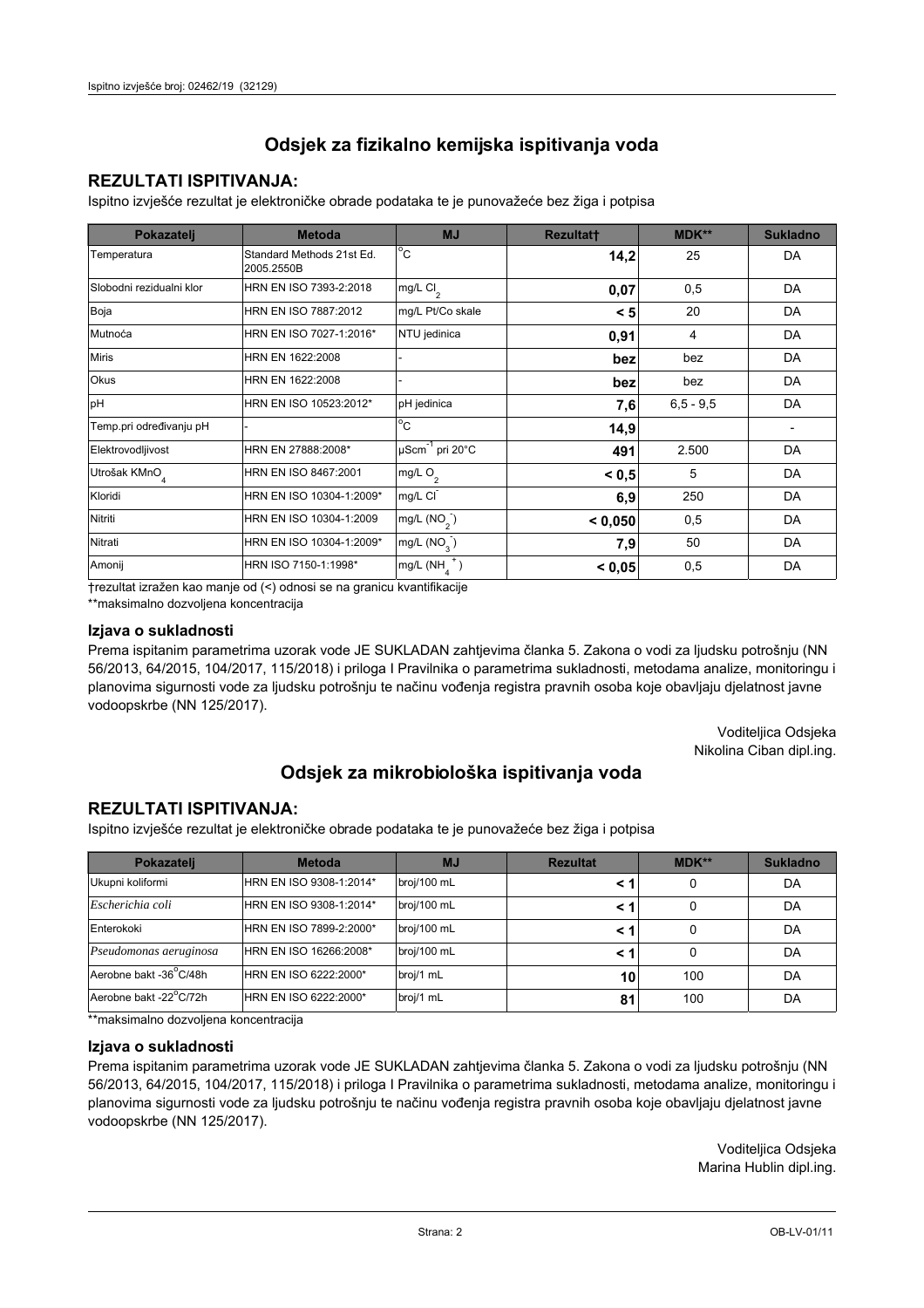# Odsjek za fizikalno kemijska ispitivanja voda

## REZULTATI ISPITIVANJA:

Ispitno izvješće rezultat je elektroničke obrade podataka te je punovažeće bez žiga i potpisa

| Pokazatelj | Metoda | MJ | Rezultat† | MDK** | Sukladno |
|---|---|---|---|---|---|
| Temperatura | Standard Methods 21st Ed. 2005.2550B | °C | **14,2** | 25 | DA |
| Slobodni rezidualni klor | HRN EN ISO 7393-2:2018 | mg/L $Cl_2$ | **0,07** | 0,5 | DA |
| Boja | HRN EN ISO 7887:2012 | mg/L Pt/Co skale | **< 5** | 20 | DA |
| Mutnoća | HRN EN ISO 7027-1:2016* | NTU jedinica | **0,91** | 4 | DA |
| Miris | HRN EN 1622:2008 | - | **bez** | bez | DA |
| Okus | HRN EN 1622:2008 | - | **bez** | bez | DA |
| pH | HRN EN ISO 10523:2012* | pH jedinica | **7,6** | 6,5 - 9,5 | DA |
| Temp.pri određivanju pH | - | °C | **14,9** | | - |
| Elektrovodljivost | HRN EN 27888:2008* | $\mu Scm^{-1}$ pri 20°C | **491** | 2.500 | DA |
| Utrošak $KMnO_4$ | HRN EN ISO 8467:2001 | mg/L $O_2$ | **< 0,5** | 5 | DA |
| Kloridi | HRN EN ISO 10304-1:2009* | mg/L $Cl^-$ | **6,9** | 250 | DA |
| Nitriti | HRN EN ISO 10304-1:2009 | mg/L ($NO_2^-$) | **< 0,050** | 0,5 | DA |
| Nitrati | HRN EN ISO 10304-1:2009* | mg/L ($NO_3^-$) | **7,9** | 50 | DA |
| Amonij | HRN ISO 7150-1:1998* | mg/L ($NH_4^+$) | **< 0,05** | 0,5 | DA |

†rezultat izražen kao manje od (<) odnosi se na granicu kvantifikacije

**maksimalno dozvoljena koncentracija

### Izjava o sukladnosti

Prema ispitanim parametrima uzorak vode JE SUKLADAN zahtjevima članka 5. Zakona o vodi za ljudsku potrošnju (NN 56/2013, 64/2015, 104/2017, 115/2018) i priloga I Pravilnika o parametrima sukladnosti, metodama analize, monitoringu i planovima sigurnosti vode za ljudsku potrošnju te načinu vođenja registra pravnih osoba koje obavljaju djelatnost javne vodoopskrbe (NN 125/2017).

Voditeljica Odsjeka
Nikolina Ciban dipl.ing.

# Odsjek za mikrobiološka ispitivanja voda

## REZULTATI ISPITIVANJA:

Ispitno izvješće rezultat je elektroničke obrade podataka te je punovažeće bez žiga i potpisa

| Pokazatelj | Metoda | MJ | Rezultat | MDK** | Sukladno |
|---|---|---|---|---|---|
| Ukupni koliformi | HRN EN ISO 9308-1:2014* | broj/100 mL | **< 1** | 0 | DA |
| *Escherichia coli* | HRN EN ISO 9308-1:2014* | broj/100 mL | **< 1** | 0 | DA |
| Enterokoki | HRN EN ISO 7899-2:2000* | broj/100 mL | **< 1** | 0 | DA |
| *Pseudomonas aeruginosa* | HRN EN ISO 16266:2008* | broj/100 mL | **< 1** | 0 | DA |
| Aerobne bakt -36°C/48h | HRN EN ISO 6222:2000* | broj/1 mL | **10** | 100 | DA |
| Aerobne bakt -22°C/72h | HRN EN ISO 6222:2000* | broj/1 mL | **81** | 100 | DA |

**maksimalno dozvoljena koncentracija

### Izjava o sukladnosti

Prema ispitanim parametrima uzorak vode JE SUKLADAN zahtjevima članka 5. Zakona o vodi za ljudsku potrošnju (NN 56/2013, 64/2015, 104/2017, 115/2018) i priloga I Pravilnika o parametrima sukladnosti, metodama analize, monitoringu i planovima sigurnosti vode za ljudsku potrošnju te načinu vođenja registra pravnih osoba koje obavljaju djelatnost javne vodoopskrbe (NN 125/2017).

Voditeljica Odsjeka
Marina Hublin dipl.ing.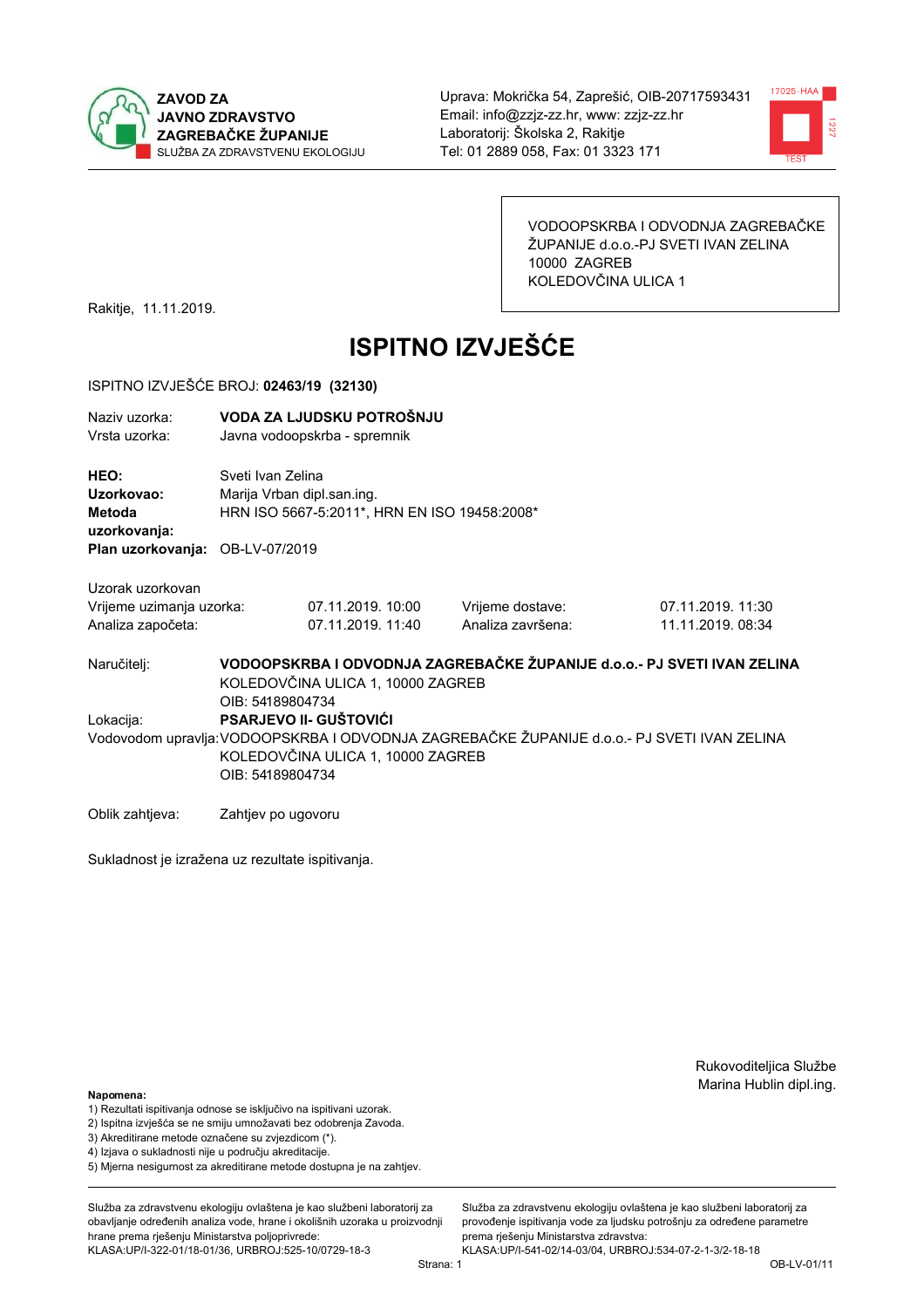**ZAVOD ZA JAVNO ZDRAVSTVO ZAGREBAČKE ŽUPANIJE**
SLUŽBA ZA ZDRAVSTVENU EKOLOGIJU

Uprava: Mokrička 54, Zaprešić, OIB-20717593431
Email: info@zzjz-zz.hr, www: zzjz-zz.hr
Laboratorij: Školska 2, Rakitje
Tel: 01 2889 058, Fax: 01 3323 171

VODOOPSKRBA I ODVODNJA ZAGREBAČKE ŽUPANIJE d.o.o.-PJ SVETI IVAN ZELINA
10000 ZAGREB
KOLEDOVČINA ULICA 1

Rakitje, 11.11.2019.

# ISPITNO IZVJEŠĆE

ISPITNO IZVJEŠĆE BROJ: **02463/19 (32130)**

Naziv uzorka: **VODA ZA LJUDSKU POTROŠNJU**
Vrsta uzorka: Javna vodoopskrba - spremnik

**HEO:** Sveti Ivan Zelina
**Uzorkovao:** Marija Vrban dipl.san.ing.
**Metoda uzorkovanja:** HRN ISO 5667-5:2011*, HRN EN ISO 19458:2008*
**Plan uzorkovanja:** OB-LV-07/2019

Uzorak uzorkovan

| | | | |
|---|---|---|---|
| Vrijeme uzimanja uzorka: | 07.11.2019. 10:00 | Vrijeme dostave: | 07.11.2019. 11:30 |
| Analiza započeta: | 07.11.2019. 11:40 | Analiza završena: | 11.11.2019. 08:34 |

Naručitelj: **VODOOPSKRBA I ODVODNJA ZAGREBAČKE ŽUPANIJE d.o.o.- PJ SVETI IVAN ZELINA**
KOLEDOVČINA ULICA 1, 10000 ZAGREB
OIB: 54189804734

Lokacija: **PSARJEVO II- GUŠTOVIĆI**

Vodovodom upravlja: VODOOPSKRBA I ODVODNJA ZAGREBAČKE ŽUPANIJE d.o.o.- PJ SVETI IVAN ZELINA
KOLEDOVČINA ULICA 1, 10000 ZAGREB
OIB: 54189804734

Oblik zahtjeva: Zahtjev po ugovoru

Sukladnost je izražena uz rezultate ispitivanja.

Rukovoditeljica Službe
Marina Hublin dipl.ing.

**Napomena:**
1) Rezultati ispitivanja odnose se isključivo na ispitivani uzorak.
2) Ispitna izvješća se ne smiju umnožavati bez odobrenja Zavoda.
3) Akreditirane metode označene su zvjezdicom (*).
4) Izjava o sukladnosti nije u području akreditacije.
5) Mjerna nesigurnost za akreditirane metode dostupna je na zahtjev.

Služba za zdravstvenu ekologiju ovlaštena je kao službeni laboratorij za obavljanje određenih analiza vode, hrane i okolišnih uzoraka u proizvodnji hrane prema rješenju Ministarstva poljoprivrede: KLASA:UP/I-322-01/18-01/36, URBROJ:525-10/0729-18-3

Služba za zdravstvenu ekologiju ovlaštena je kao službeni laboratorij za provođenje ispitivanja vode za ljudsku potrošnju za određene parametre prema rješenju Ministarstva zdravstva: KLASA:UP/I-541-02/14-03/04, URBROJ:534-07-2-1-3/2-18-18

OB-LV-01/11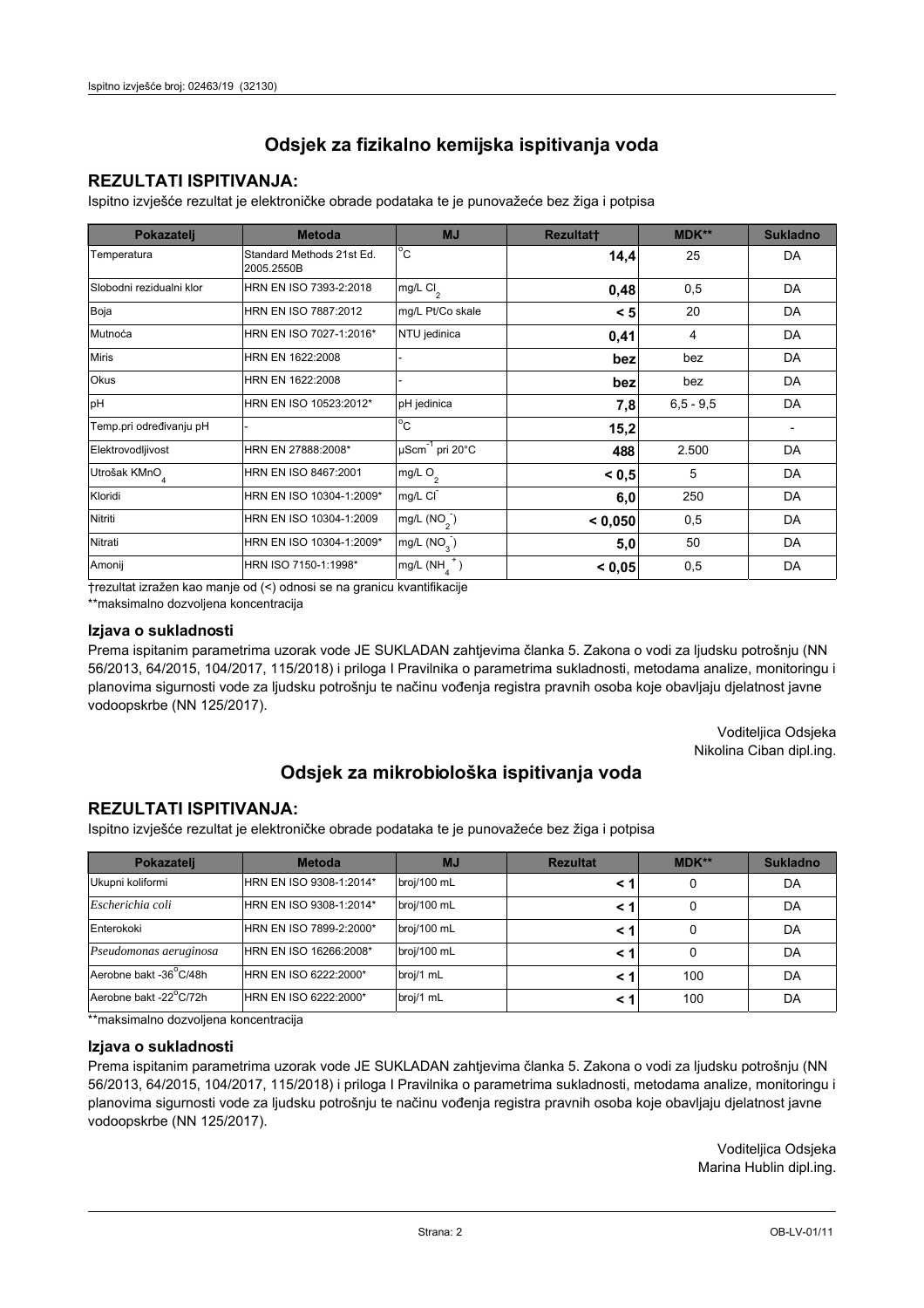## Odsjek za fizikalno kemijska ispitivanja voda

### REZULTATI ISPITIVANJA:

Ispitno izvješće rezultat je elektroničke obrade podataka te je punovažeće bez žiga i potpisa

| Pokazatelj | Metoda | MJ | Rezultat† | MDK** | Sukladno |
|---|---|---|---|---|---|
| Temperatura | Standard Methods 21st Ed. 2005.2550B | °C | **14,4** | 25 | DA |
| Slobodni rezidualni klor | HRN EN ISO 7393-2:2018 | mg/L $Cl_2$ | **0,48** | 0,5 | DA |
| Boja | HRN EN ISO 7887:2012 | mg/L Pt/Co skale | **< 5** | 20 | DA |
| Mutnoća | HRN EN ISO 7027-1:2016* | NTU jedinica | **0,41** | 4 | DA |
| Miris | HRN EN 1622:2008 | - | **bez** | bez | DA |
| Okus | HRN EN 1622:2008 | - | **bez** | bez | DA |
| pH | HRN EN ISO 10523:2012* | pH jedinica | **7,8** | 6,5 - 9,5 | DA |
| Temp.pri određivanju pH | - | °C | **15,2** | | - |
| Elektrovodljivost | HRN EN 27888:2008* | $\mu Scm^{-1}$ pri 20°C | **488** | 2.500 | DA |
| Utrošak $KMnO_4$ | HRN EN ISO 8467:2001 | mg/L $O_2$ | **< 0,5** | 5 | DA |
| Kloridi | HRN EN ISO 10304-1:2009* | mg/L $Cl^-$ | **6,0** | 250 | DA |
| Nitriti | HRN EN ISO 10304-1:2009 | mg/L ($NO_2^-$) | **< 0,050** | 0,5 | DA |
| Nitrati | HRN EN ISO 10304-1:2009* | mg/L ($NO_3^-$) | **5,0** | 50 | DA |
| Amonij | HRN ISO 7150-1:1998* | mg/L ($NH_4^+$) | **< 0,05** | 0,5 | DA |

†rezultat izražen kao manje od (<) odnosi se na granicu kvantifikacije

**maksimalno dozvoljena koncentracija

### Izjava o sukladnosti

Prema ispitanim parametrima uzorak vode JE SUKLADAN zahtjevima članka 5. Zakona o vodi za ljudsku potrošnju (NN 56/2013, 64/2015, 104/2017, 115/2018) i priloga I Pravilnika o parametrima sukladnosti, metodama analize, monitoringu i planovima sigurnosti vode za ljudsku potrošnju te načinu vođenja registra pravnih osoba koje obavljaju djelatnost javne vodoopskrbe (NN 125/2017).

Voditeljica Odsjeka
Nikolina Ciban dipl.ing.

## Odsjek za mikrobiološka ispitivanja voda

### REZULTATI ISPITIVANJA:

Ispitno izvješće rezultat je elektroničke obrade podataka te je punovažeće bez žiga i potpisa

| Pokazatelj | Metoda | MJ | Rezultat | MDK** | Sukladno |
|---|---|---|---|---|---|
| Ukupni koliformi | HRN EN ISO 9308-1:2014* | broj/100 mL | **< 1** | 0 | DA |
| *Escherichia coli* | HRN EN ISO 9308-1:2014* | broj/100 mL | **< 1** | 0 | DA |
| Enterokoki | HRN EN ISO 7899-2:2000* | broj/100 mL | **< 1** | 0 | DA |
| *Pseudomonas aeruginosa* | HRN EN ISO 16266:2008* | broj/100 mL | **< 1** | 0 | DA |
| Aerobne bakt -36°C/48h | HRN EN ISO 6222:2000* | broj/1 mL | **< 1** | 100 | DA |
| Aerobne bakt -22°C/72h | HRN EN ISO 6222:2000* | broj/1 mL | **< 1** | 100 | DA |

**maksimalno dozvoljena koncentracija

### Izjava o sukladnosti

Prema ispitanim parametrima uzorak vode JE SUKLADAN zahtjevima članka 5. Zakona o vodi za ljudsku potrošnju (NN 56/2013, 64/2015, 104/2017, 115/2018) i priloga I Pravilnika o parametrima sukladnosti, metodama analize, monitoringu i planovima sigurnosti vode za ljudsku potrošnju te načinu vođenja registra pravnih osoba koje obavljaju djelatnost javne vodoopskrbe (NN 125/2017).

Voditeljica Odsjeka
Marina Hublin dipl.ing.